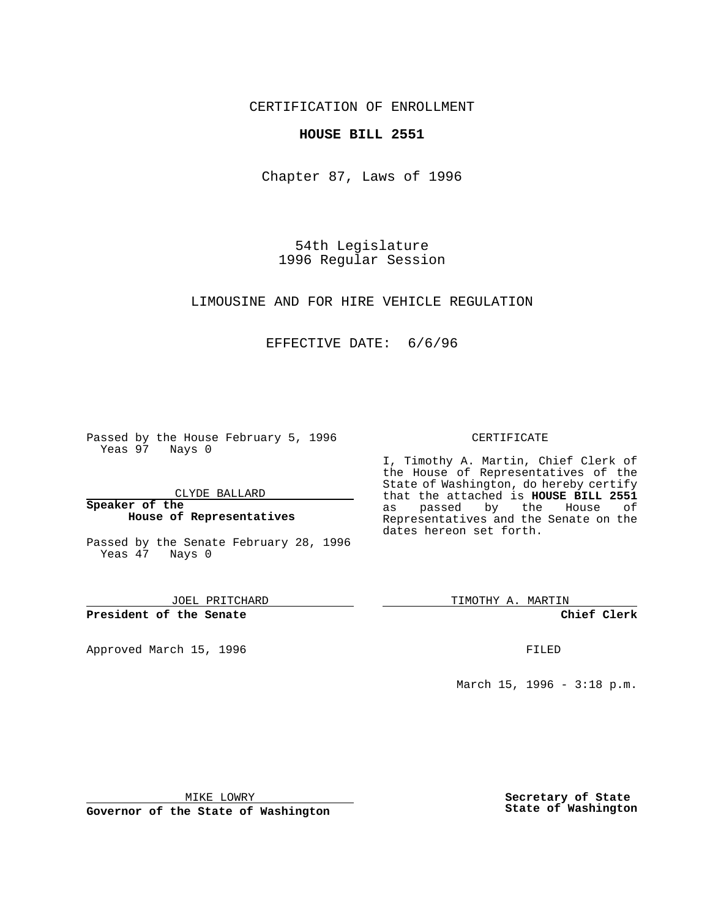CERTIFICATION OF ENROLLMENT

**HOUSE BILL 2551**

Chapter 87, Laws of 1996

54th Legislature
1996 Regular Session

LIMOUSINE AND FOR HIRE VEHICLE REGULATION

EFFECTIVE DATE: 6/6/96

Passed by the House February 5, 1996
Yeas 97 Nays 0

CLYDE BALLARD

**Speaker of the House of Representatives**

Passed by the Senate February 28, 1996
Yeas 47 Nays 0

JOEL PRITCHARD

**President of the Senate**

Approved March 15, 1996

MIKE LOWRY

**Governor of the State of Washington**

CERTIFICATE

I, Timothy A. Martin, Chief Clerk of the House of Representatives of the State of Washington, do hereby certify that the attached is **HOUSE BILL 2551** as passed by the House of Representatives and the Senate on the dates hereon set forth.

TIMOTHY A. MARTIN

**Chief Clerk**

FILED

March 15, 1996 - 3:18 p.m.

**Secretary of State**
**State of Washington**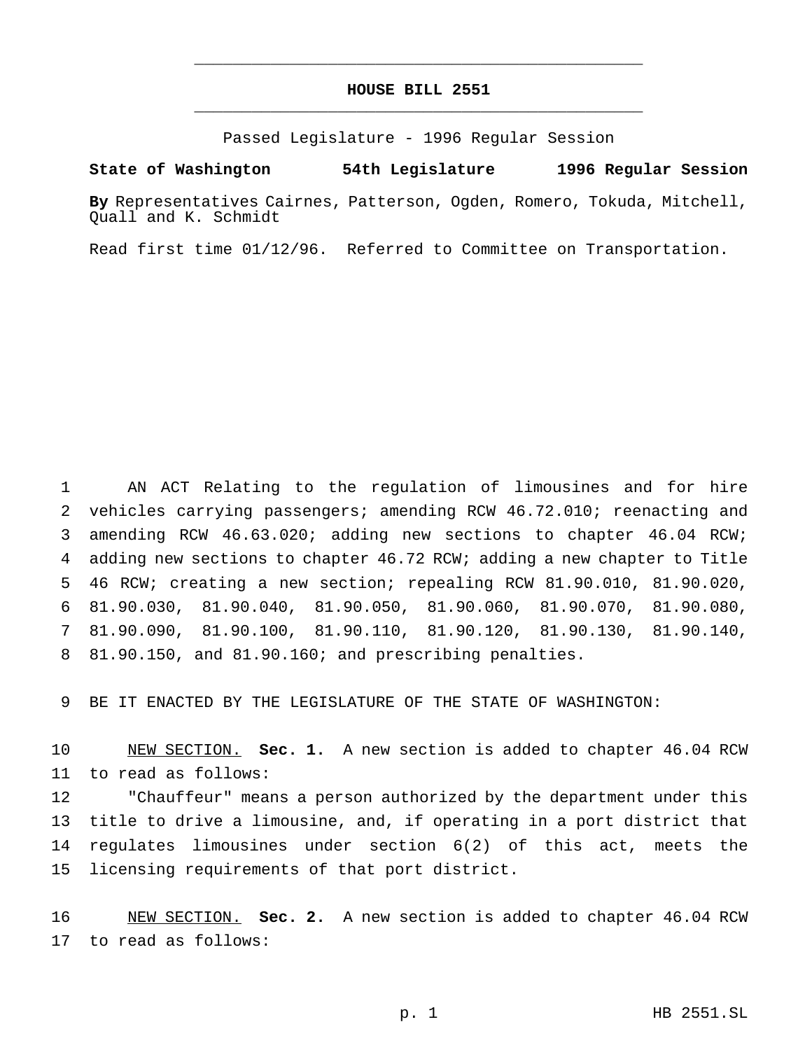# HOUSE BILL 2551

Passed Legislature - 1996 Regular Session

**State of Washington 54th Legislature 1996 Regular Session**

**By** Representatives Cairnes, Patterson, Ogden, Romero, Tokuda, Mitchell, Quall and K. Schmidt

Read first time 01/12/96. Referred to Committee on Transportation.

AN ACT Relating to the regulation of limousines and for hire vehicles carrying passengers; amending RCW 46.72.010; reenacting and amending RCW 46.63.020; adding new sections to chapter 46.04 RCW; adding new sections to chapter 46.72 RCW; adding a new chapter to Title 46 RCW; creating a new section; repealing RCW 81.90.010, 81.90.020, 81.90.030, 81.90.040, 81.90.050, 81.90.060, 81.90.070, 81.90.080, 81.90.090, 81.90.100, 81.90.110, 81.90.120, 81.90.130, 81.90.140, 81.90.150, and 81.90.160; and prescribing penalties.

BE IT ENACTED BY THE LEGISLATURE OF THE STATE OF WASHINGTON:

NEW SECTION. **Sec. 1.** A new section is added to chapter 46.04 RCW to read as follows:

"Chauffeur" means a person authorized by the department under this title to drive a limousine, and, if operating in a port district that regulates limousines under section 6(2) of this act, meets the licensing requirements of that port district.

NEW SECTION. **Sec. 2.** A new section is added to chapter 46.04 RCW to read as follows: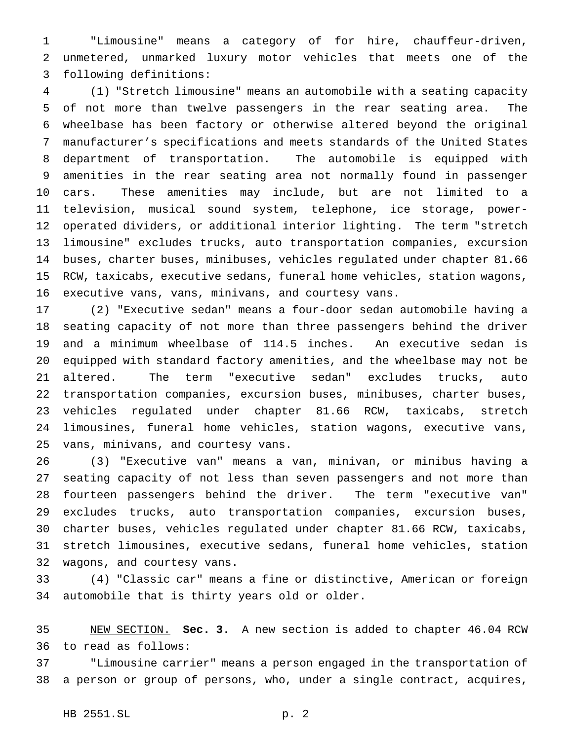"Limousine" means a category of for hire, chauffeur-driven, unmetered, unmarked luxury motor vehicles that meets one of the following definitions:

(1) "Stretch limousine" means an automobile with a seating capacity of not more than twelve passengers in the rear seating area. The wheelbase has been factory or otherwise altered beyond the original manufacturer's specifications and meets standards of the United States department of transportation. The automobile is equipped with amenities in the rear seating area not normally found in passenger cars. These amenities may include, but are not limited to a television, musical sound system, telephone, ice storage, power-operated dividers, or additional interior lighting. The term "stretch limousine" excludes trucks, auto transportation companies, excursion buses, charter buses, minibuses, vehicles regulated under chapter 81.66 RCW, taxicabs, executive sedans, funeral home vehicles, station wagons, executive vans, vans, minivans, and courtesy vans.

(2) "Executive sedan" means a four-door sedan automobile having a seating capacity of not more than three passengers behind the driver and a minimum wheelbase of 114.5 inches. An executive sedan is equipped with standard factory amenities, and the wheelbase may not be altered. The term "executive sedan" excludes trucks, auto transportation companies, excursion buses, minibuses, charter buses, vehicles regulated under chapter 81.66 RCW, taxicabs, stretch limousines, funeral home vehicles, station wagons, executive vans, vans, minivans, and courtesy vans.

(3) "Executive van" means a van, minivan, or minibus having a seating capacity of not less than seven passengers and not more than fourteen passengers behind the driver. The term "executive van" excludes trucks, auto transportation companies, excursion buses, charter buses, vehicles regulated under chapter 81.66 RCW, taxicabs, stretch limousines, executive sedans, funeral home vehicles, station wagons, and courtesy vans.

(4) "Classic car" means a fine or distinctive, American or foreign automobile that is thirty years old or older.

NEW SECTION. **Sec. 3.** A new section is added to chapter 46.04 RCW to read as follows:

"Limousine carrier" means a person engaged in the transportation of a person or group of persons, who, under a single contract, acquires,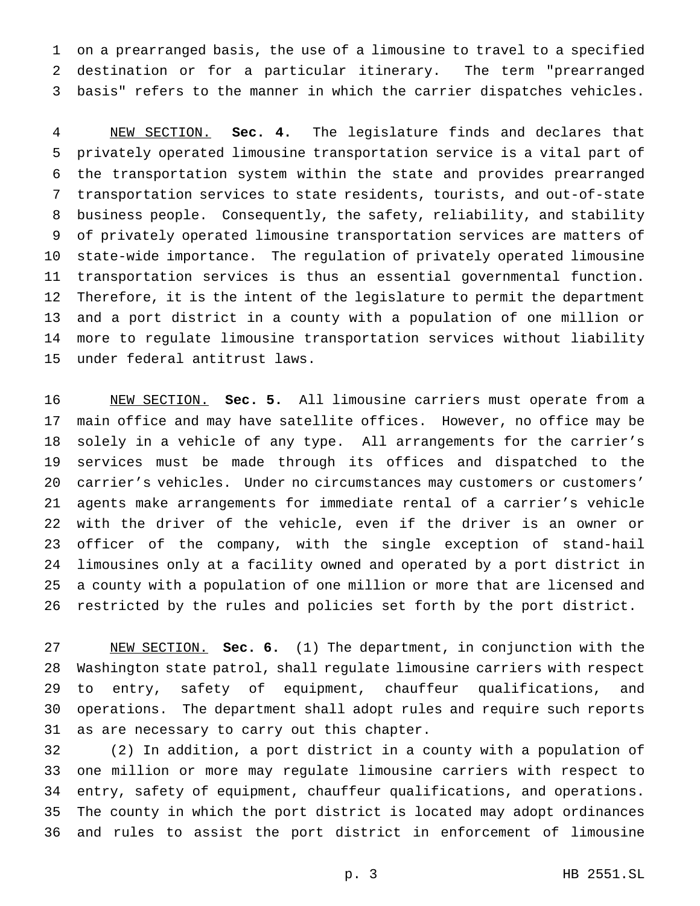on a prearranged basis, the use of a limousine to travel to a specified destination or for a particular itinerary. The term "prearranged basis" refers to the manner in which the carrier dispatches vehicles.

NEW SECTION. **Sec. 4.** The legislature finds and declares that privately operated limousine transportation service is a vital part of the transportation system within the state and provides prearranged transportation services to state residents, tourists, and out-of-state business people. Consequently, the safety, reliability, and stability of privately operated limousine transportation services are matters of state-wide importance. The regulation of privately operated limousine transportation services is thus an essential governmental function. Therefore, it is the intent of the legislature to permit the department and a port district in a county with a population of one million or more to regulate limousine transportation services without liability under federal antitrust laws.

NEW SECTION. **Sec. 5.** All limousine carriers must operate from a main office and may have satellite offices. However, no office may be solely in a vehicle of any type. All arrangements for the carrier's services must be made through its offices and dispatched to the carrier's vehicles. Under no circumstances may customers or customers' agents make arrangements for immediate rental of a carrier's vehicle with the driver of the vehicle, even if the driver is an owner or officer of the company, with the single exception of stand-hail limousines only at a facility owned and operated by a port district in a county with a population of one million or more that are licensed and restricted by the rules and policies set forth by the port district.

NEW SECTION. **Sec. 6.** (1) The department, in conjunction with the Washington state patrol, shall regulate limousine carriers with respect to entry, safety of equipment, chauffeur qualifications, and operations. The department shall adopt rules and require such reports as are necessary to carry out this chapter.

(2) In addition, a port district in a county with a population of one million or more may regulate limousine carriers with respect to entry, safety of equipment, chauffeur qualifications, and operations. The county in which the port district is located may adopt ordinances and rules to assist the port district in enforcement of limousine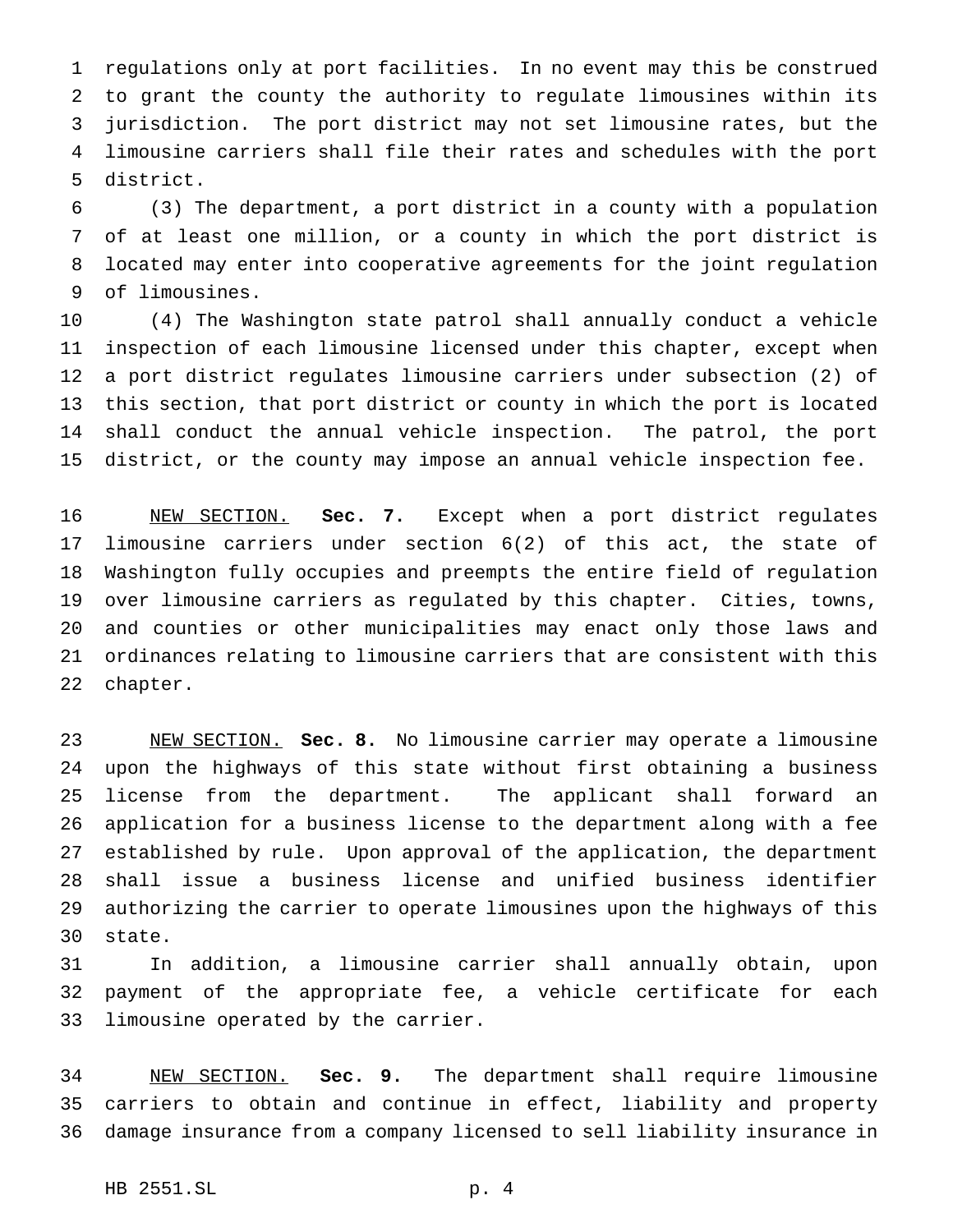regulations only at port facilities. In no event may this be construed to grant the county the authority to regulate limousines within its jurisdiction. The port district may not set limousine rates, but the limousine carriers shall file their rates and schedules with the port district.

(3) The department, a port district in a county with a population of at least one million, or a county in which the port district is located may enter into cooperative agreements for the joint regulation of limousines.

(4) The Washington state patrol shall annually conduct a vehicle inspection of each limousine licensed under this chapter, except when a port district regulates limousine carriers under subsection (2) of this section, that port district or county in which the port is located shall conduct the annual vehicle inspection. The patrol, the port district, or the county may impose an annual vehicle inspection fee.

NEW SECTION. **Sec. 7.** Except when a port district regulates limousine carriers under section 6(2) of this act, the state of Washington fully occupies and preempts the entire field of regulation over limousine carriers as regulated by this chapter. Cities, towns, and counties or other municipalities may enact only those laws and ordinances relating to limousine carriers that are consistent with this chapter.

NEW SECTION. **Sec. 8.** No limousine carrier may operate a limousine upon the highways of this state without first obtaining a business license from the department. The applicant shall forward an application for a business license to the department along with a fee established by rule. Upon approval of the application, the department shall issue a business license and unified business identifier authorizing the carrier to operate limousines upon the highways of this state.

In addition, a limousine carrier shall annually obtain, upon payment of the appropriate fee, a vehicle certificate for each limousine operated by the carrier.

NEW SECTION. **Sec. 9.** The department shall require limousine carriers to obtain and continue in effect, liability and property damage insurance from a company licensed to sell liability insurance in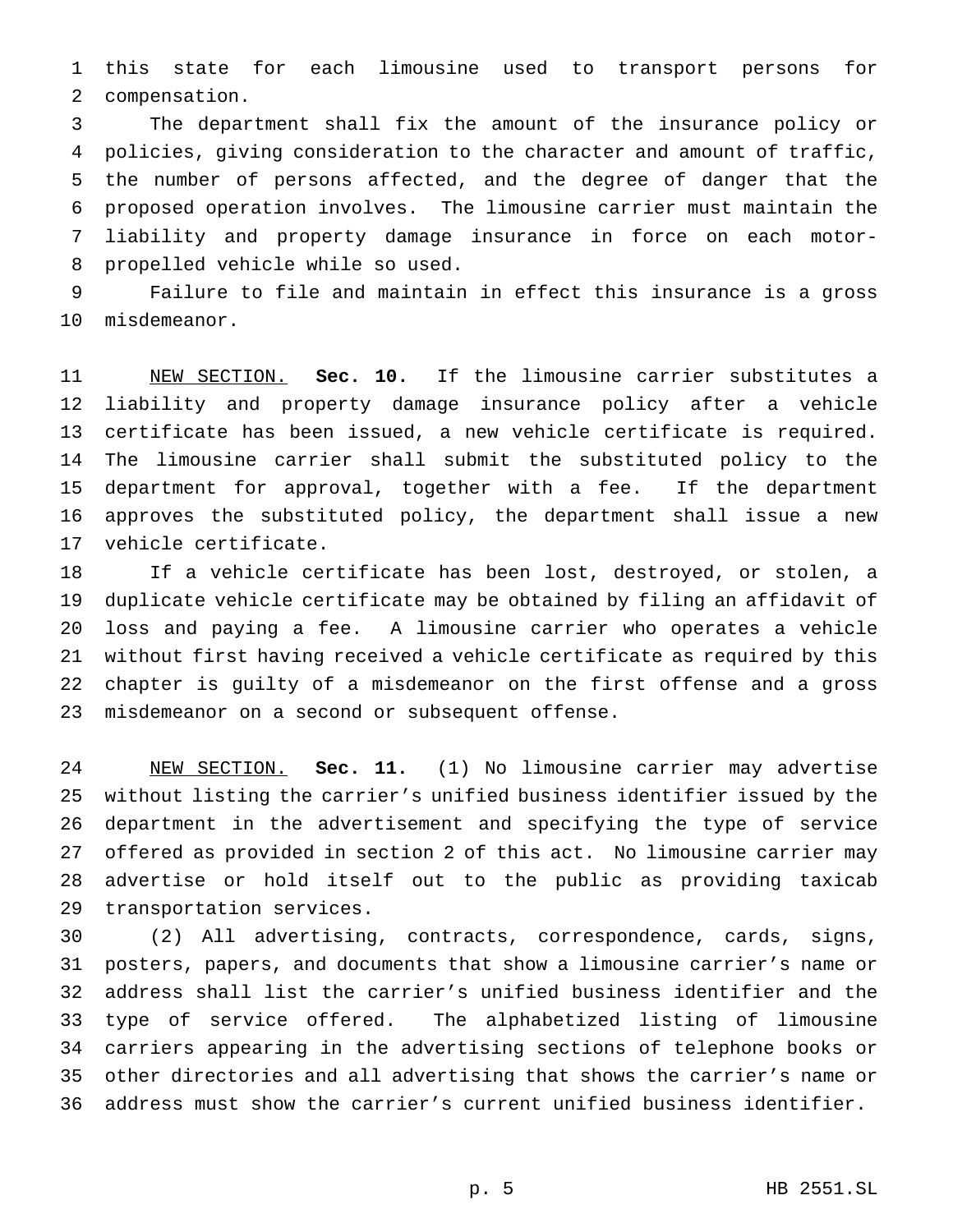this state for each limousine used to transport persons for compensation.

The department shall fix the amount of the insurance policy or policies, giving consideration to the character and amount of traffic, the number of persons affected, and the degree of danger that the proposed operation involves. The limousine carrier must maintain the liability and property damage insurance in force on each motor-propelled vehicle while so used.

Failure to file and maintain in effect this insurance is a gross misdemeanor.

NEW SECTION. **Sec. 10.** If the limousine carrier substitutes a liability and property damage insurance policy after a vehicle certificate has been issued, a new vehicle certificate is required. The limousine carrier shall submit the substituted policy to the department for approval, together with a fee. If the department approves the substituted policy, the department shall issue a new vehicle certificate.

If a vehicle certificate has been lost, destroyed, or stolen, a duplicate vehicle certificate may be obtained by filing an affidavit of loss and paying a fee. A limousine carrier who operates a vehicle without first having received a vehicle certificate as required by this chapter is guilty of a misdemeanor on the first offense and a gross misdemeanor on a second or subsequent offense.

NEW SECTION. **Sec. 11.** (1) No limousine carrier may advertise without listing the carrier's unified business identifier issued by the department in the advertisement and specifying the type of service offered as provided in section 2 of this act. No limousine carrier may advertise or hold itself out to the public as providing taxicab transportation services.

(2) All advertising, contracts, correspondence, cards, signs, posters, papers, and documents that show a limousine carrier's name or address shall list the carrier's unified business identifier and the type of service offered. The alphabetized listing of limousine carriers appearing in the advertising sections of telephone books or other directories and all advertising that shows the carrier's name or address must show the carrier's current unified business identifier.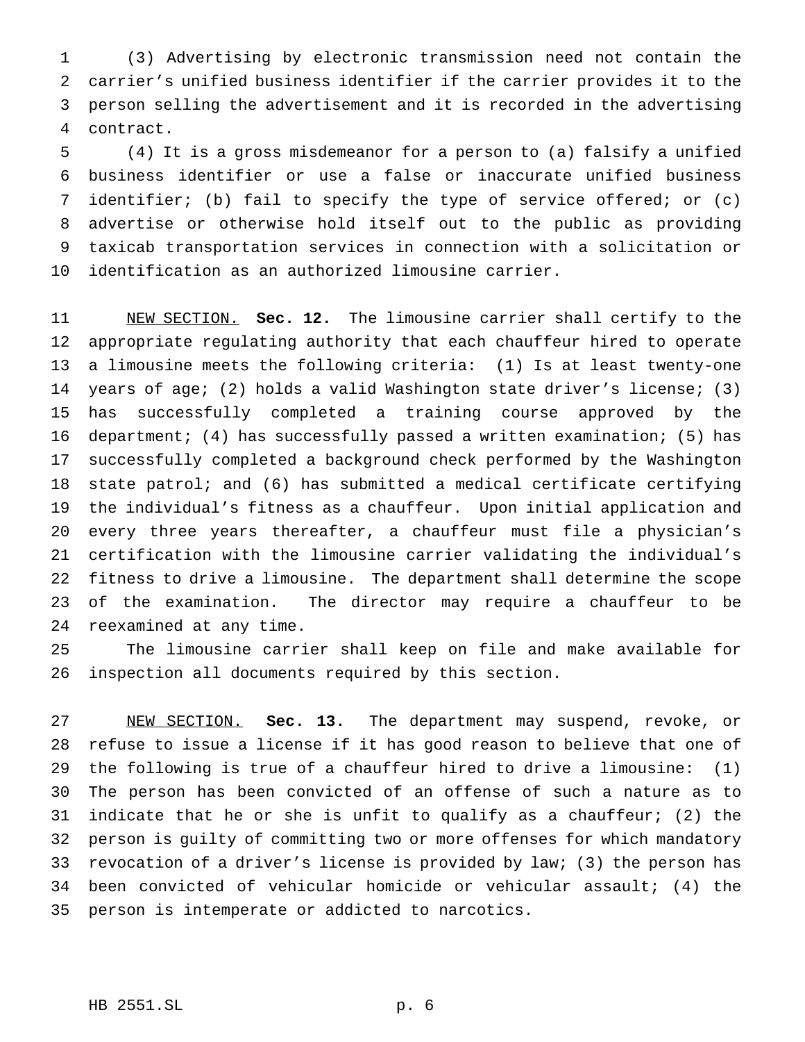(3) Advertising by electronic transmission need not contain the carrier's unified business identifier if the carrier provides it to the person selling the advertisement and it is recorded in the advertising contract.

(4) It is a gross misdemeanor for a person to (a) falsify a unified business identifier or use a false or inaccurate unified business identifier; (b) fail to specify the type of service offered; or (c) advertise or otherwise hold itself out to the public as providing taxicab transportation services in connection with a solicitation or identification as an authorized limousine carrier.

NEW SECTION. **Sec. 12.** The limousine carrier shall certify to the appropriate regulating authority that each chauffeur hired to operate a limousine meets the following criteria: (1) Is at least twenty-one years of age; (2) holds a valid Washington state driver's license; (3) has successfully completed a training course approved by the department; (4) has successfully passed a written examination; (5) has successfully completed a background check performed by the Washington state patrol; and (6) has submitted a medical certificate certifying the individual's fitness as a chauffeur. Upon initial application and every three years thereafter, a chauffeur must file a physician's certification with the limousine carrier validating the individual's fitness to drive a limousine. The department shall determine the scope of the examination. The director may require a chauffeur to be reexamined at any time.

The limousine carrier shall keep on file and make available for inspection all documents required by this section.

NEW SECTION. **Sec. 13.** The department may suspend, revoke, or refuse to issue a license if it has good reason to believe that one of the following is true of a chauffeur hired to drive a limousine: (1) The person has been convicted of an offense of such a nature as to indicate that he or she is unfit to qualify as a chauffeur; (2) the person is guilty of committing two or more offenses for which mandatory revocation of a driver's license is provided by law; (3) the person has been convicted of vehicular homicide or vehicular assault; (4) the person is intemperate or addicted to narcotics.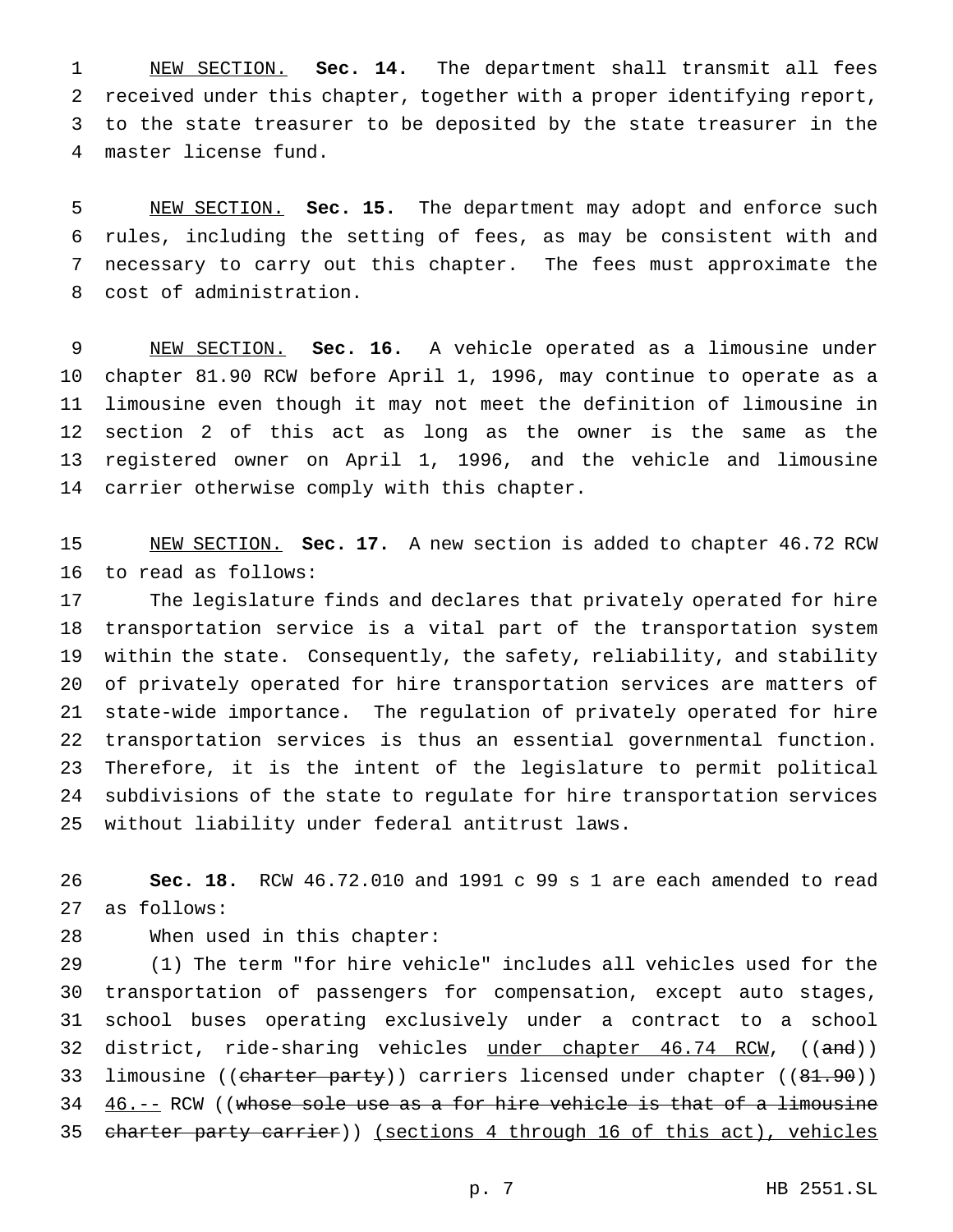NEW SECTION. **Sec. 14.** The department shall transmit all fees received under this chapter, together with a proper identifying report, to the state treasurer to be deposited by the state treasurer in the master license fund.

NEW SECTION. **Sec. 15.** The department may adopt and enforce such rules, including the setting of fees, as may be consistent with and necessary to carry out this chapter. The fees must approximate the cost of administration.

NEW SECTION. **Sec. 16.** A vehicle operated as a limousine under chapter 81.90 RCW before April 1, 1996, may continue to operate as a limousine even though it may not meet the definition of limousine in section 2 of this act as long as the owner is the same as the registered owner on April 1, 1996, and the vehicle and limousine carrier otherwise comply with this chapter.

NEW SECTION. **Sec. 17.** A new section is added to chapter 46.72 RCW to read as follows:

The legislature finds and declares that privately operated for hire transportation service is a vital part of the transportation system within the state. Consequently, the safety, reliability, and stability of privately operated for hire transportation services are matters of state-wide importance. The regulation of privately operated for hire transportation services is thus an essential governmental function. Therefore, it is the intent of the legislature to permit political subdivisions of the state to regulate for hire transportation services without liability under federal antitrust laws.

**Sec. 18.** RCW 46.72.010 and 1991 c 99 s 1 are each amended to read as follows:

When used in this chapter:

(1) The term "for hire vehicle" includes all vehicles used for the transportation of passengers for compensation, except auto stages, school buses operating exclusively under a contract to a school district, ride-sharing vehicles under chapter 46.74 RCW, ((and)) limousine ((charter party)) carriers licensed under chapter ((81.90)) 46.-- RCW ((whose sole use as a for hire vehicle is that of a limousine charter party carrier)) (sections 4 through 16 of this act), vehicles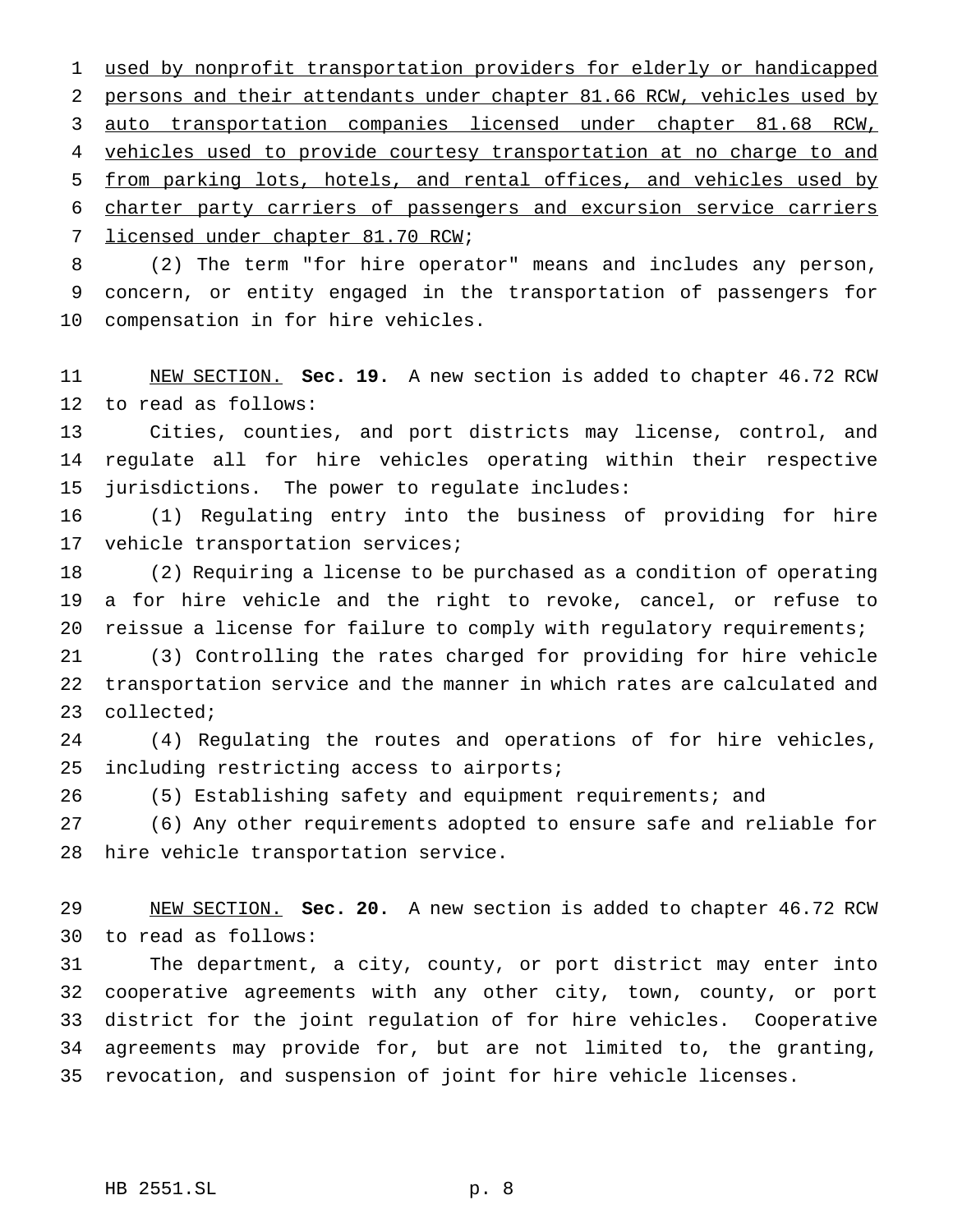used by nonprofit transportation providers for elderly or handicapped persons and their attendants under chapter 81.66 RCW, vehicles used by auto transportation companies licensed under chapter 81.68 RCW, vehicles used to provide courtesy transportation at no charge to and from parking lots, hotels, and rental offices, and vehicles used by charter party carriers of passengers and excursion service carriers licensed under chapter 81.70 RCW;

(2) The term "for hire operator" means and includes any person, concern, or entity engaged in the transportation of passengers for compensation in for hire vehicles.

NEW SECTION. **Sec. 19.** A new section is added to chapter 46.72 RCW to read as follows:

Cities, counties, and port districts may license, control, and regulate all for hire vehicles operating within their respective jurisdictions. The power to regulate includes:

(1) Regulating entry into the business of providing for hire vehicle transportation services;

(2) Requiring a license to be purchased as a condition of operating a for hire vehicle and the right to revoke, cancel, or refuse to reissue a license for failure to comply with regulatory requirements;

(3) Controlling the rates charged for providing for hire vehicle transportation service and the manner in which rates are calculated and collected;

(4) Regulating the routes and operations of for hire vehicles, including restricting access to airports;

(5) Establishing safety and equipment requirements; and

(6) Any other requirements adopted to ensure safe and reliable for hire vehicle transportation service.

NEW SECTION. **Sec. 20.** A new section is added to chapter 46.72 RCW to read as follows:

The department, a city, county, or port district may enter into cooperative agreements with any other city, town, county, or port district for the joint regulation of for hire vehicles. Cooperative agreements may provide for, but are not limited to, the granting, revocation, and suspension of joint for hire vehicle licenses.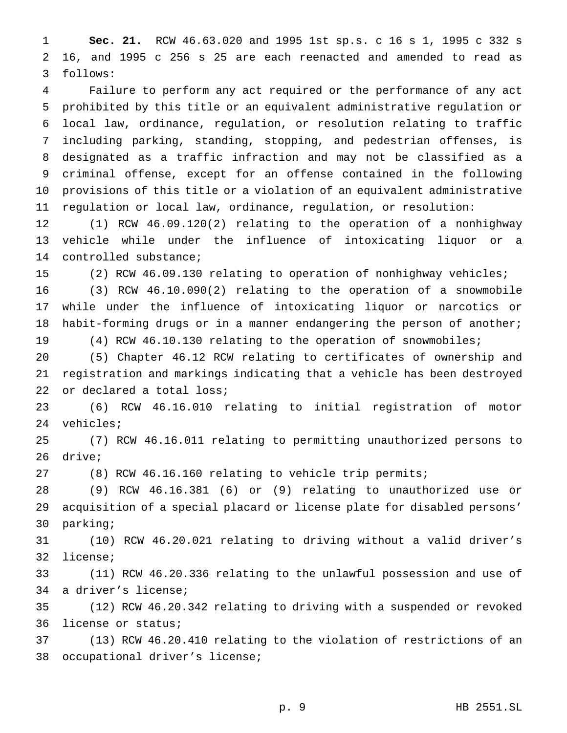**Sec. 21.** RCW 46.63.020 and 1995 1st sp.s. c 16 s 1, 1995 c 332 s 16, and 1995 c 256 s 25 are each reenacted and amended to read as follows:

Failure to perform any act required or the performance of any act prohibited by this title or an equivalent administrative regulation or local law, ordinance, regulation, or resolution relating to traffic including parking, standing, stopping, and pedestrian offenses, is designated as a traffic infraction and may not be classified as a criminal offense, except for an offense contained in the following provisions of this title or a violation of an equivalent administrative regulation or local law, ordinance, regulation, or resolution:

(1) RCW 46.09.120(2) relating to the operation of a nonhighway vehicle while under the influence of intoxicating liquor or a controlled substance;

(2) RCW 46.09.130 relating to operation of nonhighway vehicles;

(3) RCW 46.10.090(2) relating to the operation of a snowmobile while under the influence of intoxicating liquor or narcotics or habit-forming drugs or in a manner endangering the person of another;

(4) RCW 46.10.130 relating to the operation of snowmobiles;

(5) Chapter 46.12 RCW relating to certificates of ownership and registration and markings indicating that a vehicle has been destroyed or declared a total loss;

(6) RCW 46.16.010 relating to initial registration of motor vehicles;

(7) RCW 46.16.011 relating to permitting unauthorized persons to drive;

(8) RCW 46.16.160 relating to vehicle trip permits;

(9) RCW 46.16.381 (6) or (9) relating to unauthorized use or acquisition of a special placard or license plate for disabled persons' parking;

(10) RCW 46.20.021 relating to driving without a valid driver's license;

(11) RCW 46.20.336 relating to the unlawful possession and use of a driver's license;

(12) RCW 46.20.342 relating to driving with a suspended or revoked license or status;

(13) RCW 46.20.410 relating to the violation of restrictions of an occupational driver's license;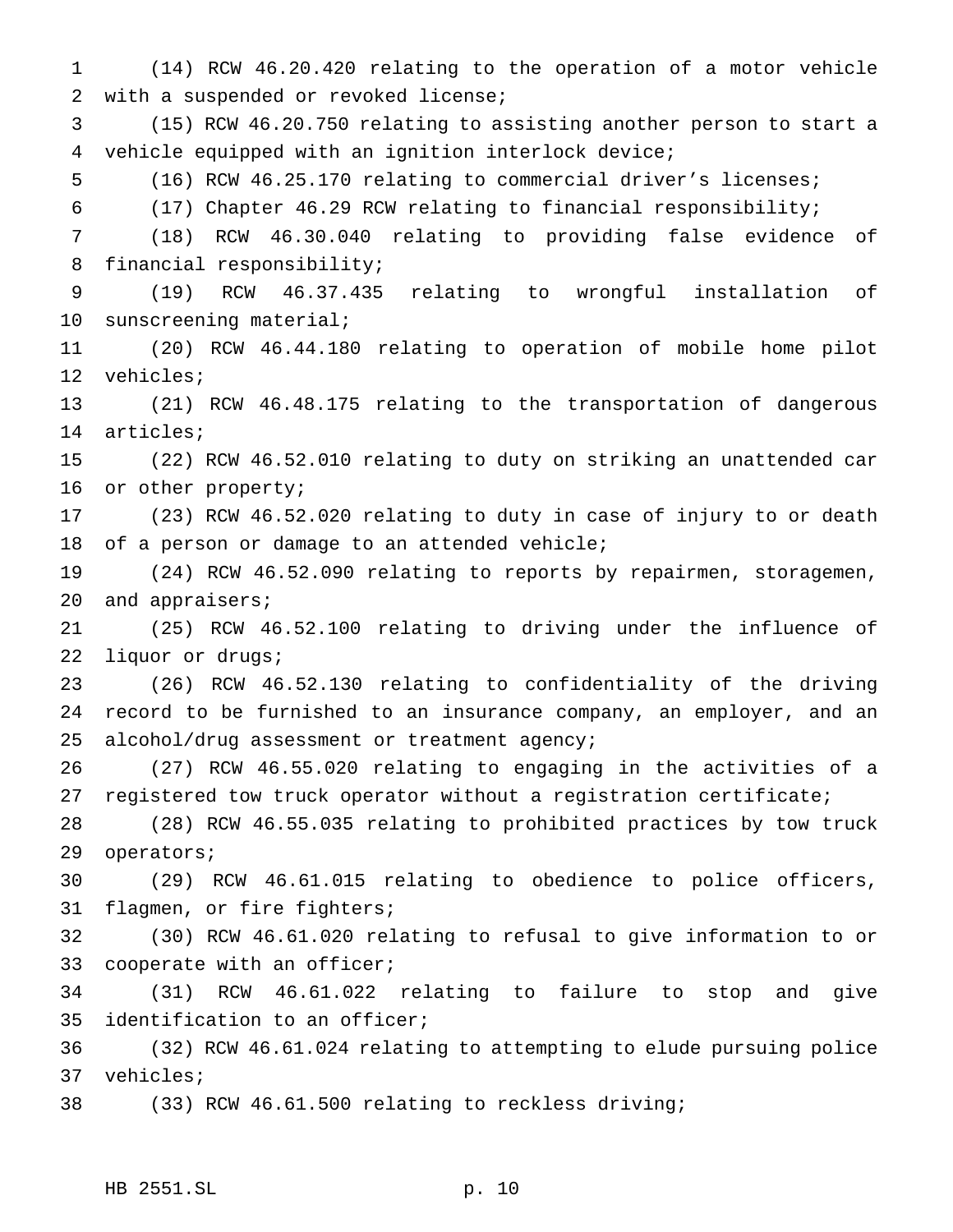(14) RCW 46.20.420 relating to the operation of a motor vehicle with a suspended or revoked license;

(15) RCW 46.20.750 relating to assisting another person to start a vehicle equipped with an ignition interlock device;

(16) RCW 46.25.170 relating to commercial driver's licenses;

(17) Chapter 46.29 RCW relating to financial responsibility;

(18) RCW 46.30.040 relating to providing false evidence of financial responsibility;

(19) RCW 46.37.435 relating to wrongful installation of sunscreening material;

(20) RCW 46.44.180 relating to operation of mobile home pilot vehicles;

(21) RCW 46.48.175 relating to the transportation of dangerous articles;

(22) RCW 46.52.010 relating to duty on striking an unattended car or other property;

(23) RCW 46.52.020 relating to duty in case of injury to or death of a person or damage to an attended vehicle;

(24) RCW 46.52.090 relating to reports by repairmen, storagemen, and appraisers;

(25) RCW 46.52.100 relating to driving under the influence of liquor or drugs;

(26) RCW 46.52.130 relating to confidentiality of the driving record to be furnished to an insurance company, an employer, and an alcohol/drug assessment or treatment agency;

(27) RCW 46.55.020 relating to engaging in the activities of a registered tow truck operator without a registration certificate;

(28) RCW 46.55.035 relating to prohibited practices by tow truck operators;

(29) RCW 46.61.015 relating to obedience to police officers, flagmen, or fire fighters;

(30) RCW 46.61.020 relating to refusal to give information to or cooperate with an officer;

(31) RCW 46.61.022 relating to failure to stop and give identification to an officer;

(32) RCW 46.61.024 relating to attempting to elude pursuing police vehicles;

(33) RCW 46.61.500 relating to reckless driving;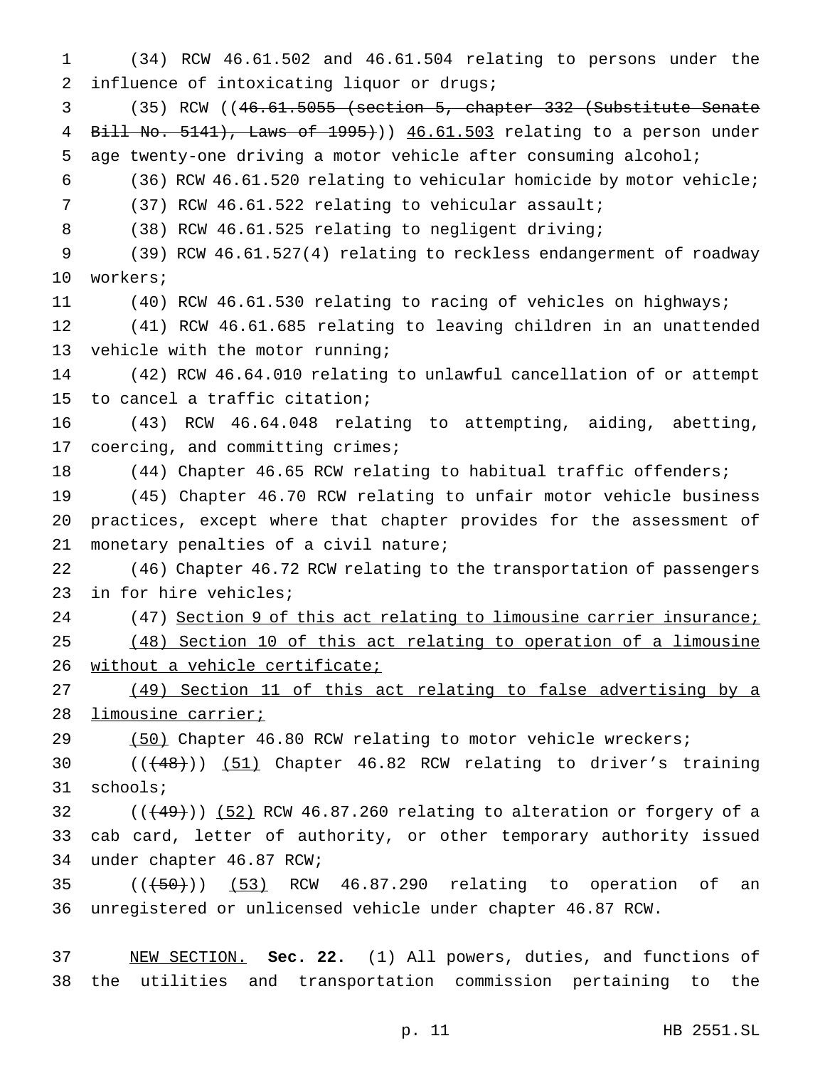(34) RCW 46.61.502 and 46.61.504 relating to persons under the influence of intoxicating liquor or drugs;

(35) RCW ((~~46.61.5055 (section 5, chapter 332 (Substitute Senate Bill No. 5141), Laws of 1995)~~)) <u>46.61.503</u> relating to a person under age twenty-one driving a motor vehicle after consuming alcohol;

(36) RCW 46.61.520 relating to vehicular homicide by motor vehicle;

(37) RCW 46.61.522 relating to vehicular assault;

(38) RCW 46.61.525 relating to negligent driving;

(39) RCW 46.61.527(4) relating to reckless endangerment of roadway workers;

(40) RCW 46.61.530 relating to racing of vehicles on highways;

(41) RCW 46.61.685 relating to leaving children in an unattended vehicle with the motor running;

(42) RCW 46.64.010 relating to unlawful cancellation of or attempt to cancel a traffic citation;

(43) RCW 46.64.048 relating to attempting, aiding, abetting, coercing, and committing crimes;

(44) Chapter 46.65 RCW relating to habitual traffic offenders;

(45) Chapter 46.70 RCW relating to unfair motor vehicle business practices, except where that chapter provides for the assessment of monetary penalties of a civil nature;

(46) Chapter 46.72 RCW relating to the transportation of passengers in for hire vehicles;

(47) <u>Section 9 of this act relating to limousine carrier insurance;</u>

<u>(48) Section 10 of this act relating to operation of a limousine without a vehicle certificate;</u>

<u>(49) Section 11 of this act relating to false advertising by a limousine carrier;</u>

<u>(50)</u> Chapter 46.80 RCW relating to motor vehicle wreckers;

((~~(48)~~)) <u>(51)</u> Chapter 46.82 RCW relating to driver's training schools;

((~~(49)~~)) <u>(52)</u> RCW 46.87.260 relating to alteration or forgery of a cab card, letter of authority, or other temporary authority issued under chapter 46.87 RCW;

((~~(50)~~)) <u>(53)</u> RCW 46.87.290 relating to operation of an unregistered or unlicensed vehicle under chapter 46.87 RCW.

<u>NEW SECTION.</u> **Sec. 22.** (1) All powers, duties, and functions of the utilities and transportation commission pertaining to the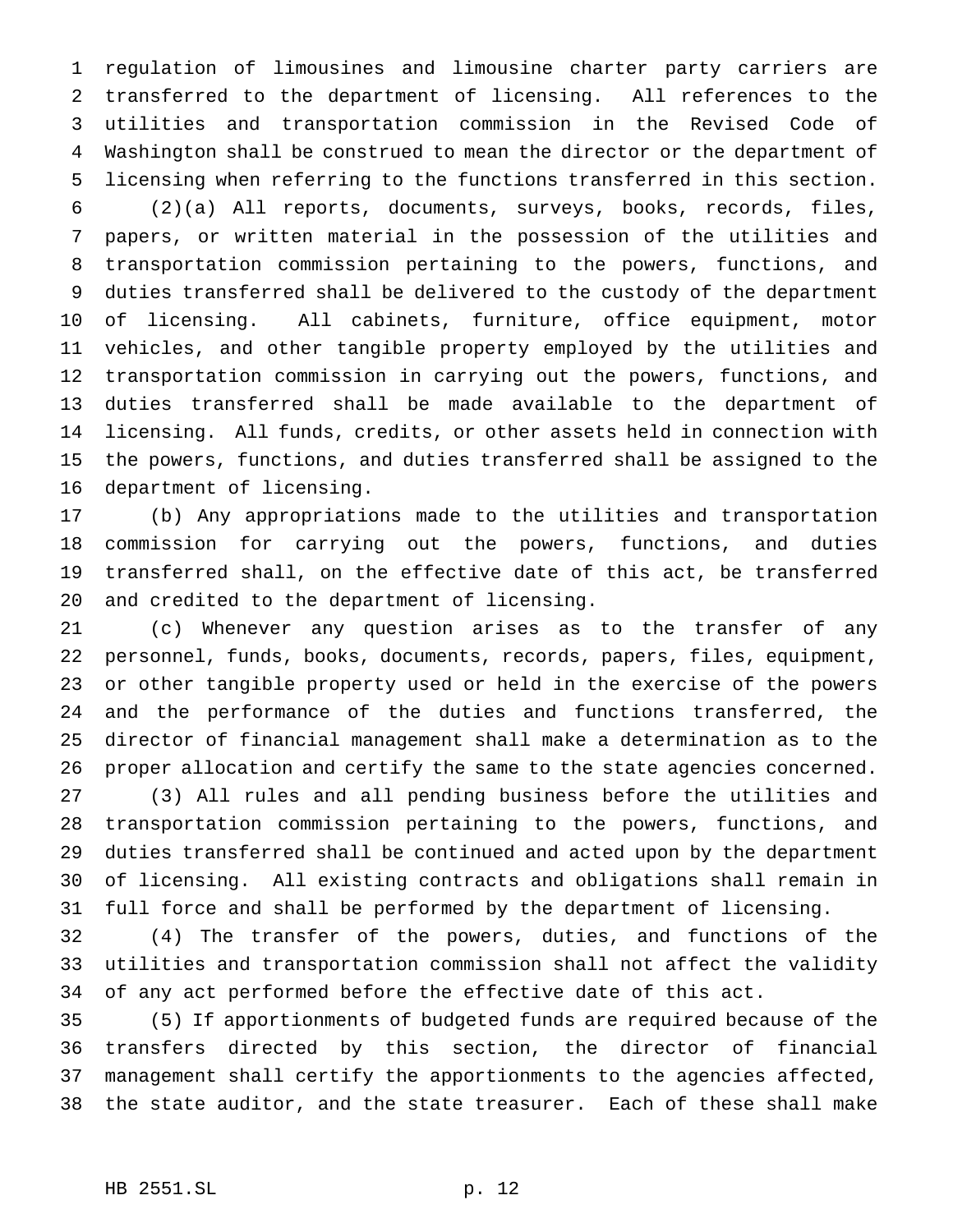regulation of limousines and limousine charter party carriers are transferred to the department of licensing. All references to the utilities and transportation commission in the Revised Code of Washington shall be construed to mean the director or the department of licensing when referring to the functions transferred in this section.

(2)(a) All reports, documents, surveys, books, records, files, papers, or written material in the possession of the utilities and transportation commission pertaining to the powers, functions, and duties transferred shall be delivered to the custody of the department of licensing. All cabinets, furniture, office equipment, motor vehicles, and other tangible property employed by the utilities and transportation commission in carrying out the powers, functions, and duties transferred shall be made available to the department of licensing. All funds, credits, or other assets held in connection with the powers, functions, and duties transferred shall be assigned to the department of licensing.

(b) Any appropriations made to the utilities and transportation commission for carrying out the powers, functions, and duties transferred shall, on the effective date of this act, be transferred and credited to the department of licensing.

(c) Whenever any question arises as to the transfer of any personnel, funds, books, documents, records, papers, files, equipment, or other tangible property used or held in the exercise of the powers and the performance of the duties and functions transferred, the director of financial management shall make a determination as to the proper allocation and certify the same to the state agencies concerned.

(3) All rules and all pending business before the utilities and transportation commission pertaining to the powers, functions, and duties transferred shall be continued and acted upon by the department of licensing. All existing contracts and obligations shall remain in full force and shall be performed by the department of licensing.

(4) The transfer of the powers, duties, and functions of the utilities and transportation commission shall not affect the validity of any act performed before the effective date of this act.

(5) If apportionments of budgeted funds are required because of the transfers directed by this section, the director of financial management shall certify the apportionments to the agencies affected, the state auditor, and the state treasurer. Each of these shall make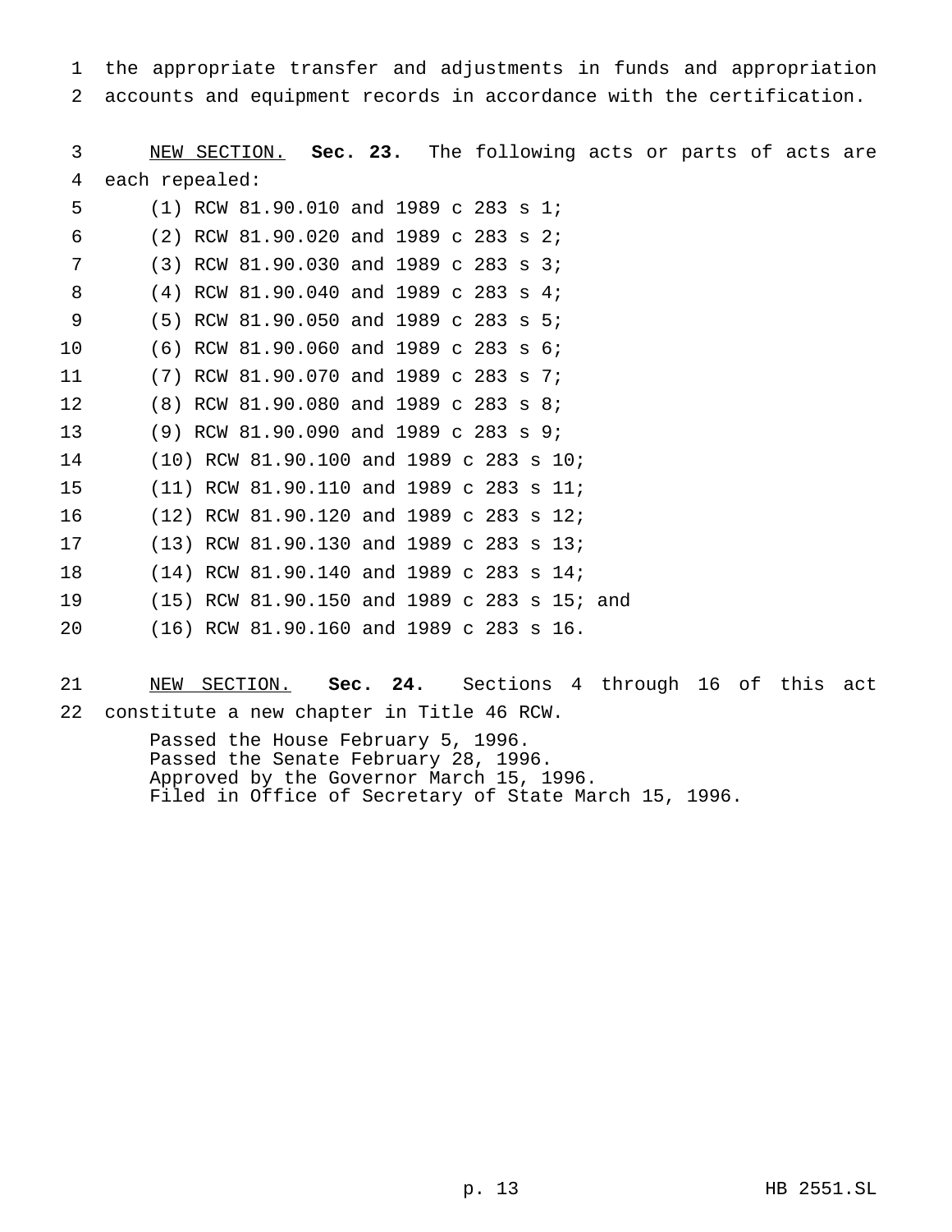the appropriate transfer and adjustments in funds and appropriation accounts and equipment records in accordance with the certification.

NEW SECTION. **Sec. 23.** The following acts or parts of acts are each repealed:

(1) RCW 81.90.010 and 1989 c 283 s 1;

(2) RCW 81.90.020 and 1989 c 283 s 2;

(3) RCW 81.90.030 and 1989 c 283 s 3;

(4) RCW 81.90.040 and 1989 c 283 s 4;

(5) RCW 81.90.050 and 1989 c 283 s 5;

(6) RCW 81.90.060 and 1989 c 283 s 6;

(7) RCW 81.90.070 and 1989 c 283 s 7;

(8) RCW 81.90.080 and 1989 c 283 s 8;

(9) RCW 81.90.090 and 1989 c 283 s 9;

(10) RCW 81.90.100 and 1989 c 283 s 10;

(11) RCW 81.90.110 and 1989 c 283 s 11;

(12) RCW 81.90.120 and 1989 c 283 s 12;

(13) RCW 81.90.130 and 1989 c 283 s 13;

(14) RCW 81.90.140 and 1989 c 283 s 14;

(15) RCW 81.90.150 and 1989 c 283 s 15; and

(16) RCW 81.90.160 and 1989 c 283 s 16.

NEW SECTION. **Sec. 24.** Sections 4 through 16 of this act constitute a new chapter in Title 46 RCW.

Passed the House February 5, 1996.
Passed the Senate February 28, 1996.
Approved by the Governor March 15, 1996.
Filed in Office of Secretary of State March 15, 1996.